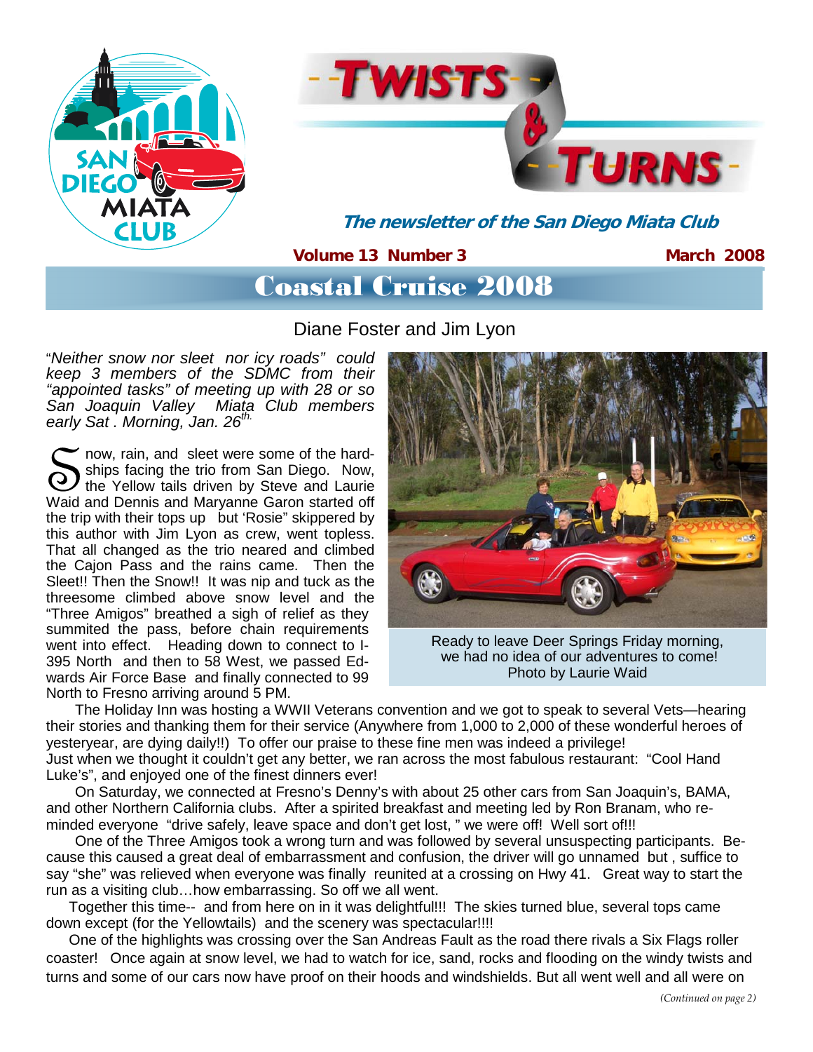# Twists & Turns

*The newsletter of the San Diego Miata Club*

**Volume 13 Number 3** **March 2008**

## Coastal Cruise 2008

Diane Foster and Jim Lyon

"*Neither snow nor sleet nor icy roads" could keep 3 members of the SDMC from their "appointed tasks" of meeting up with 28 or so San Joaquin Valley Miata Club members early Sat . Morning, Jan. 26th.*

Snow, rain, and sleet were some of the hardships facing the trio from San Diego. Now, the Yellow tails driven by Steve and Laurie Waid and Dennis and Maryanne Garon started off the trip with their tops up but 'Rosie" skippered by this author with Jim Lyon as crew, went topless. That all changed as the trio neared and climbed the Cajon Pass and the rains came. Then the Sleet!! Then the Snow!! It was nip and tuck as the threesome climbed above snow level and the "Three Amigos" breathed a sigh of relief as they summited the pass, before chain requirements went into effect. Heading down to connect to I-395 North and then to 58 West, we passed Edwards Air Force Base and finally connected to 99 North to Fresno arriving around 5 PM.

Ready to leave Deer Springs Friday morning, we had no idea of our adventures to come! Photo by Laurie Waid

The Holiday Inn was hosting a WWII Veterans convention and we got to speak to several Vets—hearing their stories and thanking them for their service (Anywhere from 1,000 to 2,000 of these wonderful heroes of yesteryear, are dying daily!!) To offer our praise to these fine men was indeed a privilege!
Just when we thought it couldn't get any better, we ran across the most fabulous restaurant: "Cool Hand Luke's", and enjoyed one of the finest dinners ever!

On Saturday, we connected at Fresno's Denny's with about 25 other cars from San Joaquin's, BAMA, and other Northern California clubs. After a spirited breakfast and meeting led by Ron Branam, who reminded everyone "drive safely, leave space and don't get lost, " we were off! Well sort of!!!

One of the Three Amigos took a wrong turn and was followed by several unsuspecting participants. Because this caused a great deal of embarrassment and confusion, the driver will go unnamed but , suffice to say "she" was relieved when everyone was finally reunited at a crossing on Hwy 41. Great way to start the run as a visiting club…how embarrassing. So off we all went.

Together this time-- and from here on in it was delightful!!! The skies turned blue, several tops came down except (for the Yellowtails) and the scenery was spectacular!!!!

One of the highlights was crossing over the San Andreas Fault as the road there rivals a Six Flags roller coaster! Once again at snow level, we had to watch for ice, sand, rocks and flooding on the windy twists and turns and some of our cars now have proof on their hoods and windshields. But all went well and all were on

*(Continued on page 2)*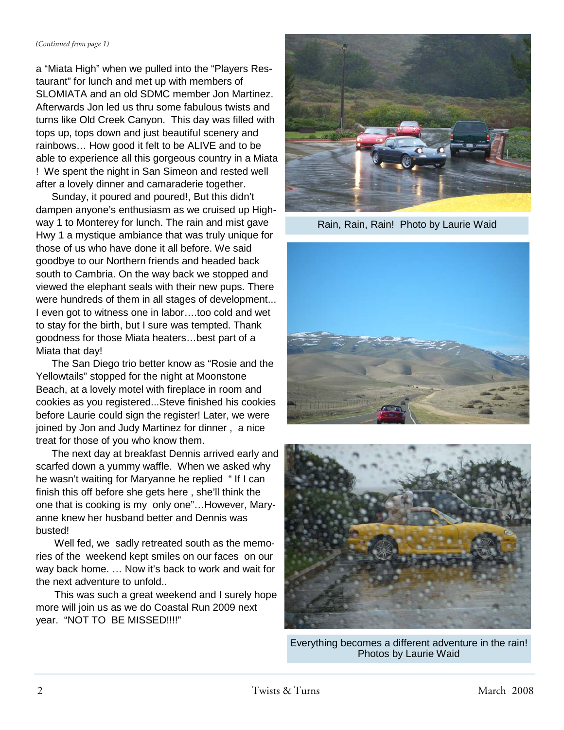*(Continued from page 1)*

a "Miata High" when we pulled into the "Players Restaurant" for lunch and met up with members of SLOMIATA and an old SDMC member Jon Martinez. Afterwards Jon led us thru some fabulous twists and turns like Old Creek Canyon. This day was filled with tops up, tops down and just beautiful scenery and rainbows… How good it felt to be ALIVE and to be able to experience all this gorgeous country in a Miata ! We spent the night in San Simeon and rested well after a lovely dinner and camaraderie together.

Sunday, it poured and poured!, But this didn't dampen anyone's enthusiasm as we cruised up Highway 1 to Monterey for lunch. The rain and mist gave Hwy 1 a mystique ambiance that was truly unique for those of us who have done it all before. We said goodbye to our Northern friends and headed back south to Cambria. On the way back we stopped and viewed the elephant seals with their new pups. There were hundreds of them in all stages of development... I even got to witness one in labor….too cold and wet to stay for the birth, but I sure was tempted. Thank goodness for those Miata heaters…best part of a Miata that day!

The San Diego trio better know as "Rosie and the Yellowtails" stopped for the night at Moonstone Beach, at a lovely motel with fireplace in room and cookies as you registered...Steve finished his cookies before Laurie could sign the register! Later, we were joined by Jon and Judy Martinez for dinner , a nice treat for those of you who know them.

The next day at breakfast Dennis arrived early and scarfed down a yummy waffle. When we asked why he wasn't waiting for Maryanne he replied " If I can finish this off before she gets here , she'll think the one that is cooking is my only one"…However, Maryanne knew her husband better and Dennis was busted!

Well fed, we sadly retreated south as the memories of the weekend kept smiles on our faces on our way back home. … Now it's back to work and wait for the next adventure to unfold..

This was such a great weekend and I surely hope more will join us as we do Coastal Run 2009 next year. "NOT TO BE MISSED!!!!"

Rain, Rain, Rain! Photo by Laurie Waid

Everything becomes a different adventure in the rain! Photos by Laurie Waid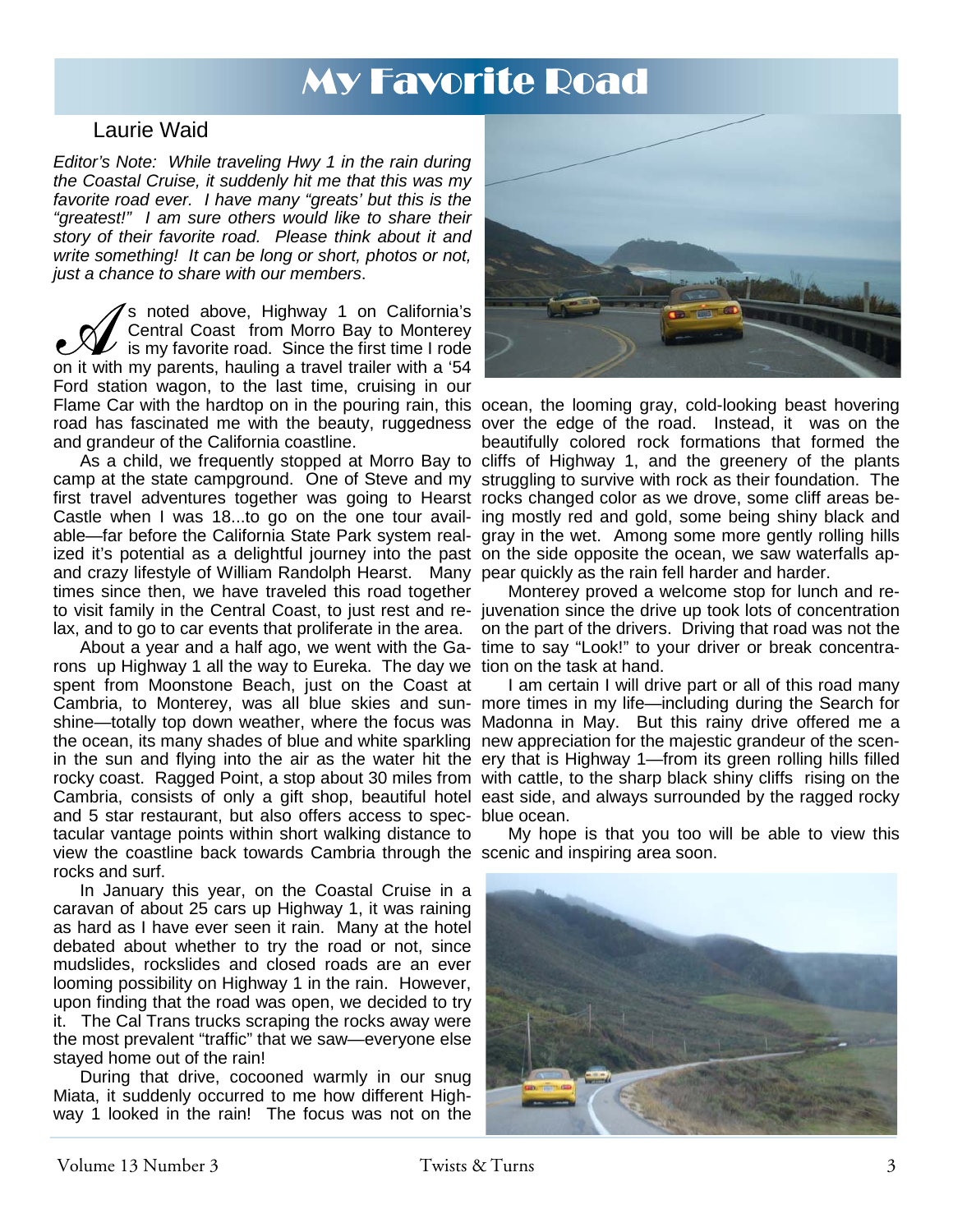# My Favorite Road

## Laurie Waid

*Editor's Note: While traveling Hwy 1 in the rain during the Coastal Cruise, it suddenly hit me that this was my favorite road ever. I have many "greats' but this is the "greatest!" I am sure others would like to share their story of their favorite road. Please think about it and write something! It can be long or short, photos or not, just a chance to share with our members.*

As noted above, Highway 1 on California's Central Coast from Morro Bay to Monterey is my favorite road. Since the first time I rode on it with my parents, hauling a travel trailer with a '54 Ford station wagon, to the last time, cruising in our Flame Car with the hardtop on in the pouring rain, this road has fascinated me with the beauty, ruggedness and grandeur of the California coastline.

As a child, we frequently stopped at Morro Bay to camp at the state campground. One of Steve and my first travel adventures together was going to Hearst Castle when I was 18...to go on the one tour available—far before the California State Park system realized it's potential as a delightful journey into the past and crazy lifestyle of William Randolph Hearst. Many times since then, we have traveled this road together to visit family in the Central Coast, to just rest and relax, and to go to car events that proliferate in the area.

About a year and a half ago, we went with the Garons up Highway 1 all the way to Eureka. The day we spent from Moonstone Beach, just on the Coast at Cambria, to Monterey, was all blue skies and sunshine—totally top down weather, where the focus was the ocean, its many shades of blue and white sparkling in the sun and flying into the air as the water hit the rocky coast. Ragged Point, a stop about 30 miles from Cambria, consists of only a gift shop, beautiful hotel and 5 star restaurant, but also offers access to spectacular vantage points within short walking distance to view the coastline back towards Cambria through the rocks and surf.

In January this year, on the Coastal Cruise in a caravan of about 25 cars up Highway 1, it was raining as hard as I have ever seen it rain. Many at the hotel debated about whether to try the road or not, since mudslides, rockslides and closed roads are an ever looming possibility on Highway 1 in the rain. However, upon finding that the road was open, we decided to try it. The Cal Trans trucks scraping the rocks away were the most prevalent "traffic" that we saw—everyone else stayed home out of the rain!

During that drive, cocooned warmly in our snug Miata, it suddenly occurred to me how different Highway 1 looked in the rain! The focus was not on the ocean, the looming gray, cold-looking beast hovering over the edge of the road. Instead, it was on the beautifully colored rock formations that formed the cliffs of Highway 1, and the greenery of the plants struggling to survive with rock as their foundation. The rocks changed color as we drove, some cliff areas being mostly red and gold, some being shiny black and gray in the wet. Among some more gently rolling hills on the side opposite the ocean, we saw waterfalls appear quickly as the rain fell harder and harder.

Monterey proved a welcome stop for lunch and rejuvenation since the drive up took lots of concentration on the part of the drivers. Driving that road was not the time to say "Look!" to your driver or break concentration on the task at hand.

I am certain I will drive part or all of this road many more times in my life—including during the Search for Madonna in May. But this rainy drive offered me a new appreciation for the majestic grandeur of the scenery that is Highway 1—from its green rolling hills filled with cattle, to the sharp black shiny cliffs rising on the east side, and always surrounded by the ragged rocky blue ocean.

My hope is that you too will be able to view this scenic and inspiring area soon.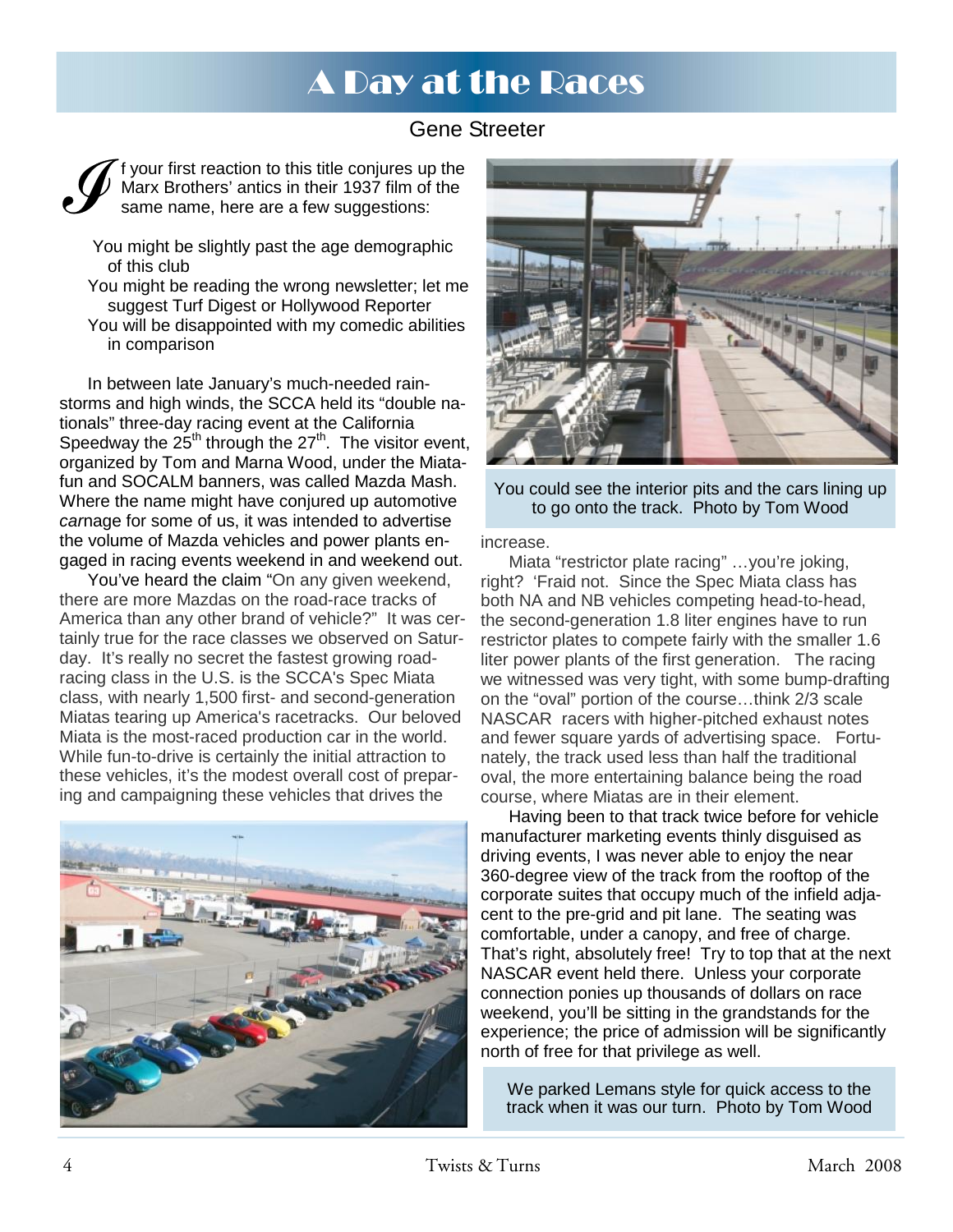# A Day at the Races

Gene Streeter

If your first reaction to this title conjures up the Marx Brothers' antics in their 1937 film of the same name, here are a few suggestions:

- You might be slightly past the age demographic of this club
- You might be reading the wrong newsletter; let me suggest Turf Digest or Hollywood Reporter
- You will be disappointed with my comedic abilities in comparison

In between late January's much-needed rainstorms and high winds, the SCCA held its "double nationals" three-day racing event at the California Speedway the 25th through the 27th. The visitor event, organized by Tom and Marna Wood, under the Miatafun and SOCALM banners, was called Mazda Mash. Where the name might have conjured up automotive *car*nage for some of us, it was intended to advertise the volume of Mazda vehicles and power plants engaged in racing events weekend in and weekend out.

You've heard the claim "On any given weekend, there are more Mazdas on the road-race tracks of America than any other brand of vehicle?" It was certainly true for the race classes we observed on Saturday. It's really no secret the fastest growing road-racing class in the U.S. is the SCCA's Spec Miata class, with nearly 1,500 first- and second-generation Miatas tearing up America's racetracks. Our beloved Miata is the most-raced production car in the world. While fun-to-drive is certainly the initial attraction to these vehicles, it's the modest overall cost of preparing and campaigning these vehicles that drives the increase.

You could see the interior pits and the cars lining up to go onto the track. Photo by Tom Wood

Miata "restrictor plate racing" …you're joking, right? 'Fraid not. Since the Spec Miata class has both NA and NB vehicles competing head-to-head, the second-generation 1.8 liter engines have to run restrictor plates to compete fairly with the smaller 1.6 liter power plants of the first generation. The racing we witnessed was very tight, with some bump-drafting on the "oval" portion of the course…think 2/3 scale NASCAR racers with higher-pitched exhaust notes and fewer square yards of advertising space. Fortunately, the track used less than half the traditional oval, the more entertaining balance being the road course, where Miatas are in their element.

Having been to that track twice before for vehicle manufacturer marketing events thinly disguised as driving events, I was never able to enjoy the near 360-degree view of the track from the rooftop of the corporate suites that occupy much of the infield adjacent to the pre-grid and pit lane. The seating was comfortable, under a canopy, and free of charge. That's right, absolutely free! Try to top that at the next NASCAR event held there. Unless your corporate connection ponies up thousands of dollars on race weekend, you'll be sitting in the grandstands for the experience; the price of admission will be significantly north of free for that privilege as well.

We parked Lemans style for quick access to the track when it was our turn. Photo by Tom Wood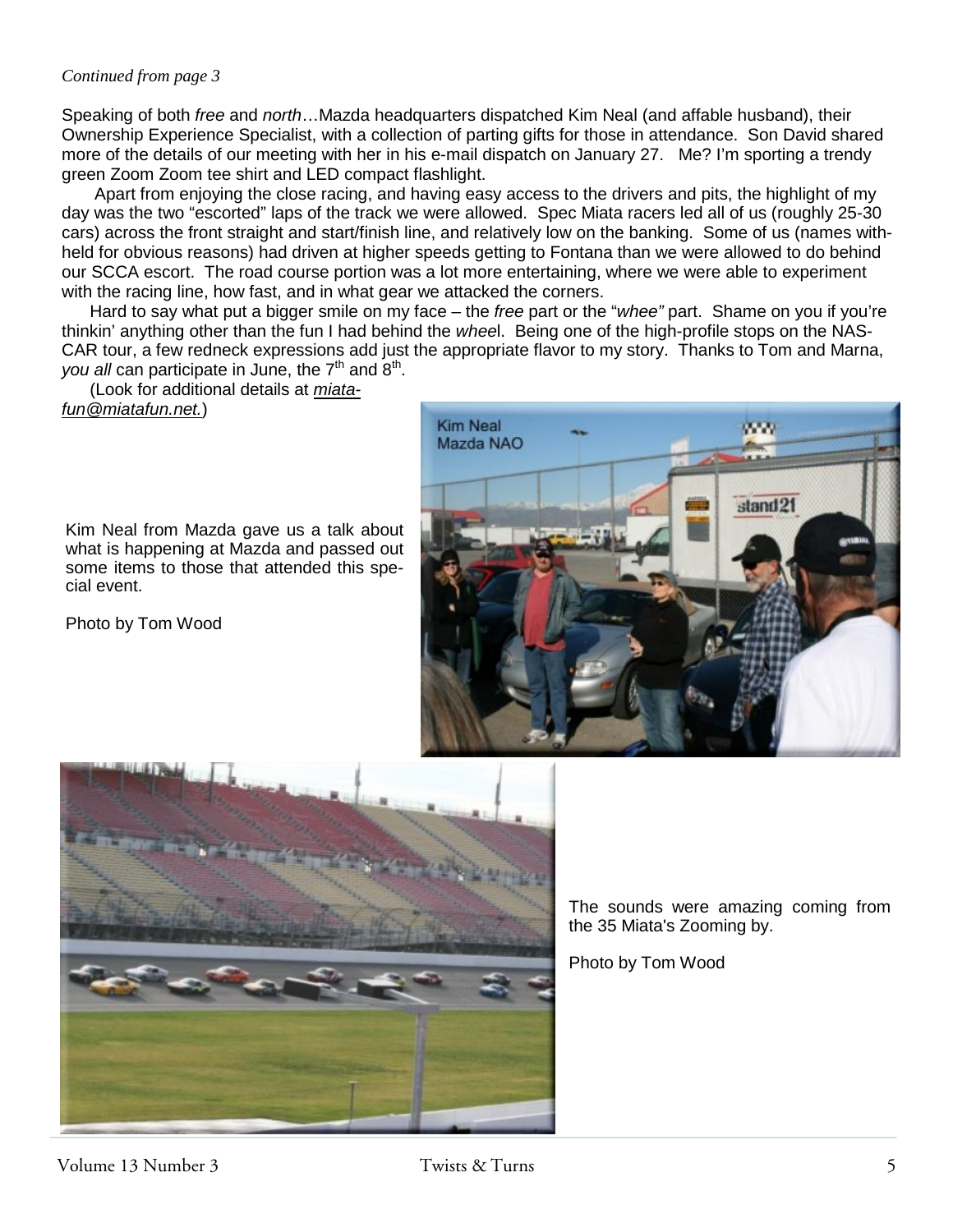*Continued from page 3*

Speaking of both *free* and *north*…Mazda headquarters dispatched Kim Neal (and affable husband), their Ownership Experience Specialist, with a collection of parting gifts for those in attendance. Son David shared more of the details of our meeting with her in his e-mail dispatch on January 27. Me? I'm sporting a trendy green Zoom Zoom tee shirt and LED compact flashlight.

Apart from enjoying the close racing, and having easy access to the drivers and pits, the highlight of my day was the two "escorted" laps of the track we were allowed. Spec Miata racers led all of us (roughly 25-30 cars) across the front straight and start/finish line, and relatively low on the banking. Some of us (names withheld for obvious reasons) had driven at higher speeds getting to Fontana than we were allowed to do behind our SCCA escort. The road course portion was a lot more entertaining, where we were able to experiment with the racing line, how fast, and in what gear we attacked the corners.

Hard to say what put a bigger smile on my face – the *free* part or the "*whee"* part. Shame on you if you're thinkin' anything other than the fun I had behind the *whee*l. Being one of the high-profile stops on the NASCAR tour, a few redneck expressions add just the appropriate flavor to my story. Thanks to Tom and Marna, *you all* can participate in June, the 7th and 8th.

(Look for additional details at *miata-fun@miatafun.net.*)

Kim Neal from Mazda gave us a talk about what is happening at Mazda and passed out some items to those that attended this special event.

Photo by Tom Wood

The sounds were amazing coming from the 35 Miata's Zooming by.

Photo by Tom Wood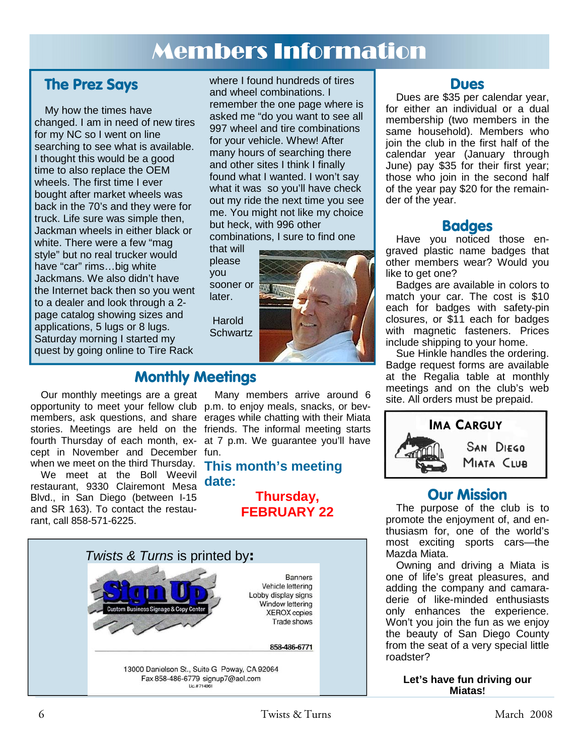# Members Information

## The Prez Says

My how the times have changed. I am in need of new tires for my NC so I went on line searching to see what is available. I thought this would be a good time to also replace the OEM wheels. The first time I ever bought after market wheels was back in the 70's and they were for truck. Life sure was simple then, Jackman wheels in either black or white. There were a few "mag style" but no real trucker would have "car" rims…big white Jackmans. We also didn't have the Internet back then so you went to a dealer and look through a 2-page catalog showing sizes and applications, 5 lugs or 8 lugs. Saturday morning I started my quest by going online to Tire Rack where I found hundreds of tires and wheel combinations. I remember the one page where is asked me "do you want to see all 997 wheel and tire combinations for your vehicle. Whew! After many hours of searching there and other sites I think I finally found what I wanted. I won't say what it was so you'll have check out my ride the next time you see me. You might not like my choice but heck, with 996 other combinations, I sure to find one that will please you sooner or later.

Harold Schwartz

## Monthly Meetings

Our monthly meetings are a great opportunity to meet your fellow club members, ask questions, and share stories. Meetings are held on the fourth Thursday of each month, except in November and December when we meet on the third Thursday.

We meet at the Boll Weevil restaurant, 9330 Clairemont Mesa Blvd., in San Diego (between I-15 and SR 163). To contact the restaurant, call 858-571-6225.

Many members arrive around 6 p.m. to enjoy meals, snacks, or beverages while chatting with their Miata friends. The informal meeting starts at 7 p.m. We guarantee you'll have fun.

**This month's meeting date:**

**Thursday, FEBRUARY 22**

*Twists & Turns* is printed by:

**Sign Up** — Custom Business Signage & Copy Center

Banners
Vehicle lettering
Lobby display signs
Window lettering
XEROX copies
Trade shows

858-486-6771

13000 Danielson St., Suite G Poway, CA 92064
Fax 858-486-6779 signup7@aol.com
Lic.#714861

## Dues

Dues are $35 per calendar year, for either an individual or a dual membership (two members in the same household). Members who join the club in the first half of the calendar year (January through June) pay $35 for their first year; those who join in the second half of the year pay $20 for the remainder of the year.

## Badges

Have you noticed those engraved plastic name badges that other members wear? Would you like to get one?

Badges are available in colors to match your car. The cost is $10 each for badges with safety-pin closures, or $11 each for badges with magnetic fasteners. Prices include shipping to your home.

Sue Hinkle handles the ordering. Badge request forms are available at the Regalia table at monthly meetings and on the club's web site. All orders must be prepaid.

IMA CARGUY
SAN DIEGO MIATA CLUB

## Our Mission

The purpose of the club is to promote the enjoyment of, and enthusiasm for, one of the world's most exciting sports cars—the Mazda Miata.

Owning and driving a Miata is one of life's great pleasures, and adding the company and camaraderie of like-minded enthusiasts only enhances the experience. Won't you join the fun as we enjoy the beauty of San Diego County from the seat of a very special little roadster?

**Let's have fun driving our Miatas!**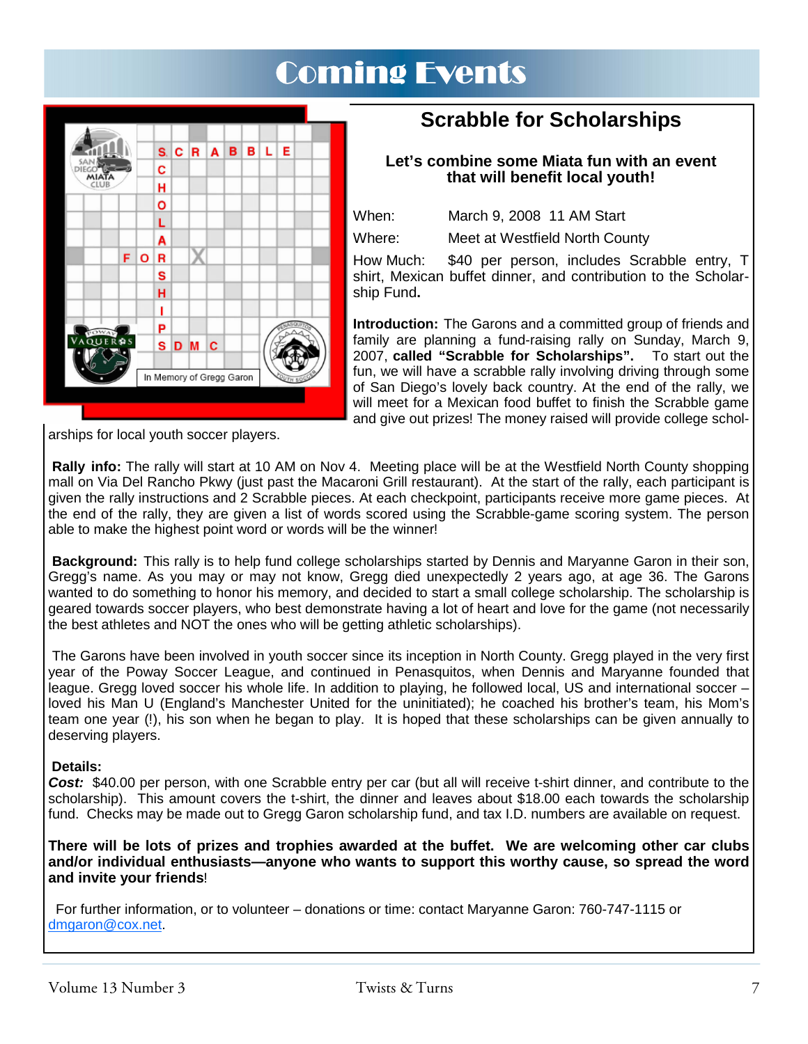# Coming Events

## Scrabble for Scholarships

**Let's combine some Miata fun with an event that will benefit local youth!**

When: March 9, 2008 11 AM Start

Where: Meet at Westfield North County

How Much: $40 per person, includes Scrabble entry, T shirt, Mexican buffet dinner, and contribution to the Scholarship Fund.

**Introduction:** The Garons and a committed group of friends and family are planning a fund-raising rally on Sunday, March 9, 2007, **called "Scrabble for Scholarships".** To start out the fun, we will have a scrabble rally involving driving through some of San Diego's lovely back country. At the end of the rally, we will meet for a Mexican food buffet to finish the Scrabble game and give out prizes! The money raised will provide college scholarships for local youth soccer players.

**Rally info:** The rally will start at 10 AM on Nov 4. Meeting place will be at the Westfield North County shopping mall on Via Del Rancho Pkwy (just past the Macaroni Grill restaurant). At the start of the rally, each participant is given the rally instructions and 2 Scrabble pieces. At each checkpoint, participants receive more game pieces. At the end of the rally, they are given a list of words scored using the Scrabble-game scoring system. The person able to make the highest point word or words will be the winner!

**Background:** This rally is to help fund college scholarships started by Dennis and Maryanne Garon in their son, Gregg's name. As you may or may not know, Gregg died unexpectedly 2 years ago, at age 36. The Garons wanted to do something to honor his memory, and decided to start a small college scholarship. The scholarship is geared towards soccer players, who best demonstrate having a lot of heart and love for the game (not necessarily the best athletes and NOT the ones who will be getting athletic scholarships).

The Garons have been involved in youth soccer since its inception in North County. Gregg played in the very first year of the Poway Soccer League, and continued in Penasquitos, when Dennis and Maryanne founded that league. Gregg loved soccer his whole life. In addition to playing, he followed local, US and international soccer – loved his Man U (England's Manchester United for the uninitiated); he coached his brother's team, his Mom's team one year (!), his son when he began to play. It is hoped that these scholarships can be given annually to deserving players.

**Details:**

***Cost:*** $40.00 per person, with one Scrabble entry per car (but all will receive t-shirt dinner, and contribute to the scholarship). This amount covers the t-shirt, the dinner and leaves about $18.00 each towards the scholarship fund. Checks may be made out to Gregg Garon scholarship fund, and tax I.D. numbers are available on request.

**There will be lots of prizes and trophies awarded at the buffet. We are welcoming other car clubs and/or individual enthusiasts—anyone who wants to support this worthy cause, so spread the word and invite your friends**!

For further information, or to volunteer – donations or time: contact Maryanne Garon: 760-747-1115 or dmgaron@cox.net.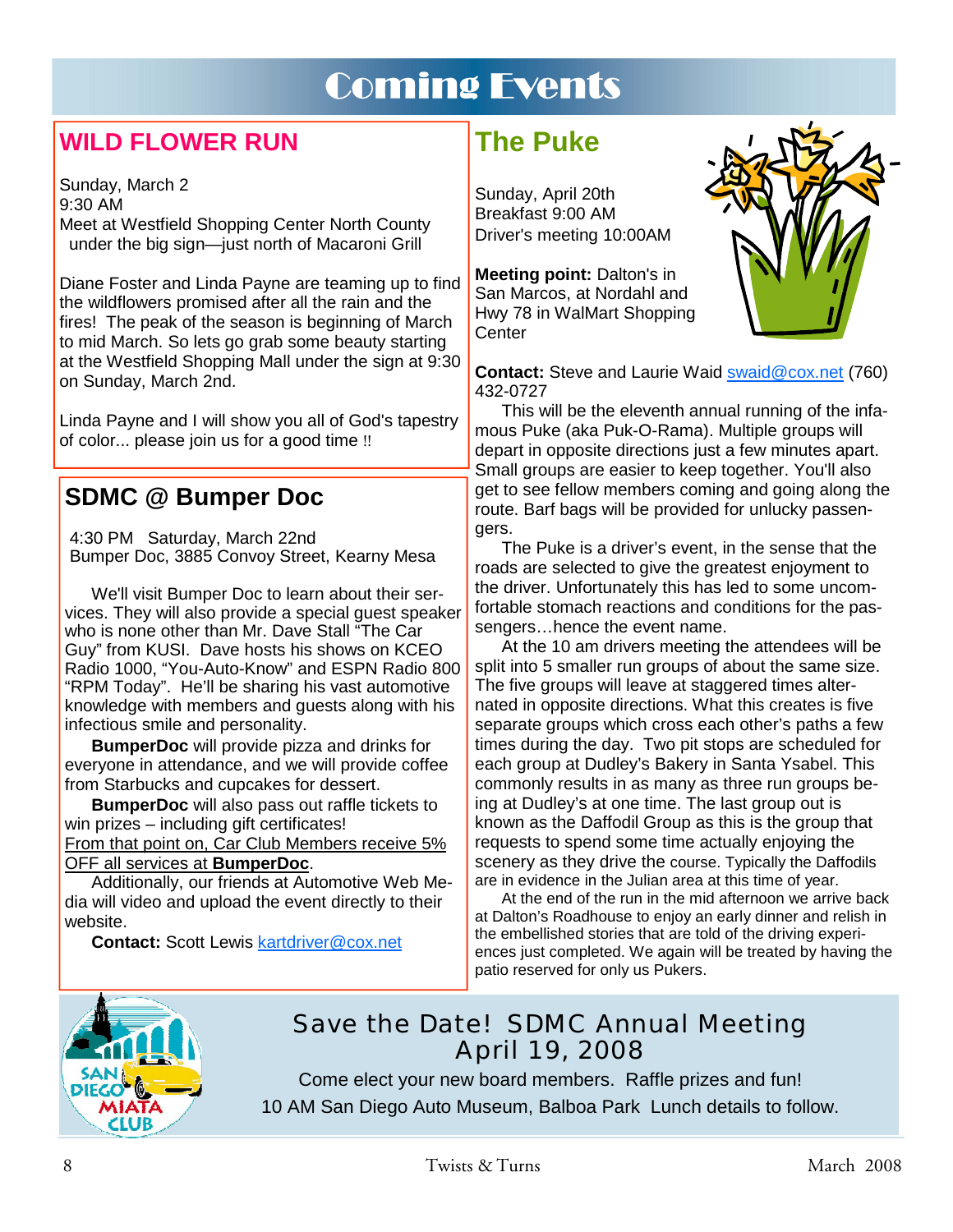# Coming Events

## WILD FLOWER RUN

Sunday, March 2
9:30 AM
Meet at Westfield Shopping Center North County under the big sign—just north of Macaroni Grill

Diane Foster and Linda Payne are teaming up to find the wildflowers promised after all the rain and the fires! The peak of the season is beginning of March to mid March. So lets go grab some beauty starting at the Westfield Shopping Mall under the sign at 9:30 on Sunday, March 2nd.

Linda Payne and I will show you all of God's tapestry of color... please join us for a good time !!

## SDMC @ Bumper Doc

4:30 PM Saturday, March 22nd
Bumper Doc, 3885 Convoy Street, Kearny Mesa

We'll visit Bumper Doc to learn about their services. They will also provide a special guest speaker who is none other than Mr. Dave Stall "The Car Guy" from KUSI. Dave hosts his shows on KCEO Radio 1000, "You-Auto-Know" and ESPN Radio 800 "RPM Today". He'll be sharing his vast automotive knowledge with members and guests along with his infectious smile and personality.

**BumperDoc** will provide pizza and drinks for everyone in attendance, and we will provide coffee from Starbucks and cupcakes for dessert.

**BumperDoc** will also pass out raffle tickets to win prizes – including gift certificates!
From that point on, Car Club Members receive 5% OFF all services at **BumperDoc**.

Additionally, our friends at Automotive Web Media will video and upload the event directly to their website.

**Contact:** Scott Lewis kartdriver@cox.net

## The Puke

Sunday, April 20th
Breakfast 9:00 AM
Driver's meeting 10:00AM

**Meeting point:** Dalton's in San Marcos, at Nordahl and Hwy 78 in WalMart Shopping Center

**Contact:** Steve and Laurie Waid swaid@cox.net (760) 432-0727

This will be the eleventh annual running of the infamous Puke (aka Puk-O-Rama). Multiple groups will depart in opposite directions just a few minutes apart. Small groups are easier to keep together. You'll also get to see fellow members coming and going along the route. Barf bags will be provided for unlucky passengers.

The Puke is a driver's event, in the sense that the roads are selected to give the greatest enjoyment to the driver. Unfortunately this has led to some uncomfortable stomach reactions and conditions for the passengers…hence the event name.

At the 10 am drivers meeting the attendees will be split into 5 smaller run groups of about the same size. The five groups will leave at staggered times alternated in opposite directions. What this creates is five separate groups which cross each other's paths a few times during the day. Two pit stops are scheduled for each group at Dudley's Bakery in Santa Ysabel. This commonly results in as many as three run groups being at Dudley's at one time. The last group out is known as the Daffodil Group as this is the group that requests to spend some time actually enjoying the scenery as they drive the course. Typically the Daffodils are in evidence in the Julian area at this time of year.

At the end of the run in the mid afternoon we arrive back at Dalton's Roadhouse to enjoy an early dinner and relish in the embellished stories that are told of the driving experiences just completed. We again will be treated by having the patio reserved for only us Pukers.

## Save the Date! SDMC Annual Meeting April 19, 2008

Come elect your new board members. Raffle prizes and fun!
10 AM San Diego Auto Museum, Balboa Park Lunch details to follow.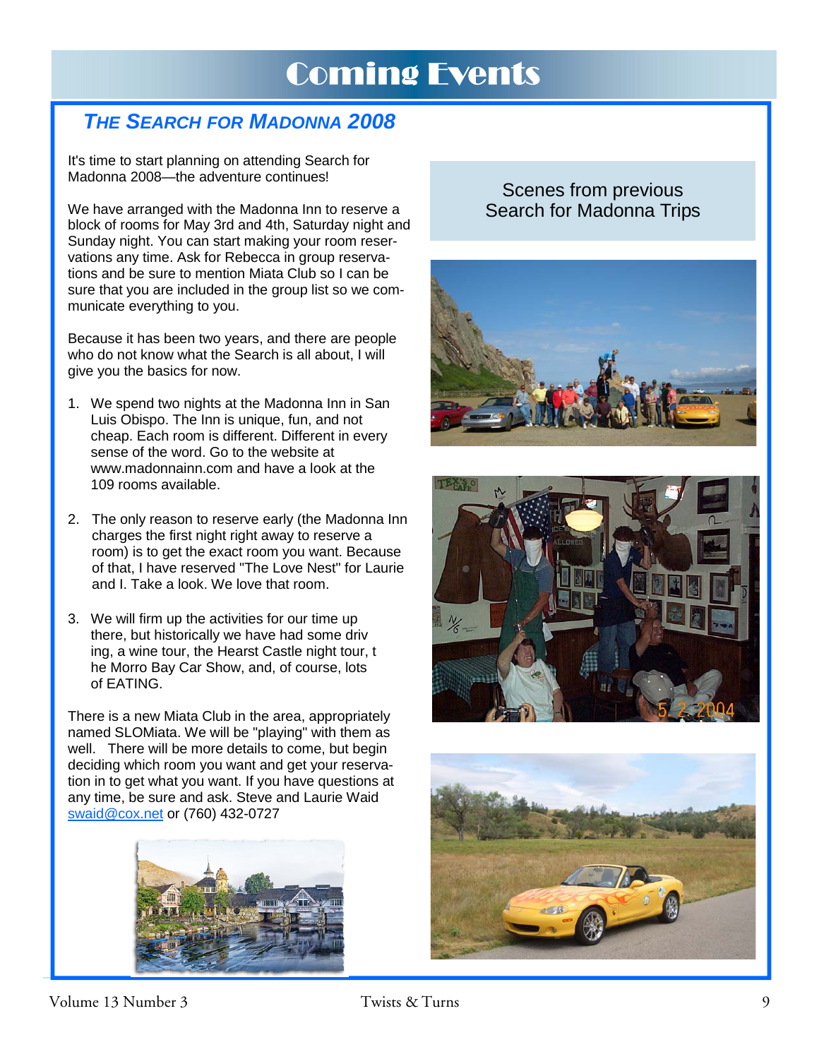# Coming Events

## *THE SEARCH FOR MADONNA 2008*

It's time to start planning on attending Search for Madonna 2008—the adventure continues!

We have arranged with the Madonna Inn to reserve a block of rooms for May 3rd and 4th, Saturday night and Sunday night. You can start making your room reservations any time. Ask for Rebecca in group reservations and be sure to mention Miata Club so I can be sure that you are included in the group list so we communicate everything to you.

Because it has been two years, and there are people who do not know what the Search is all about, I will give you the basics for now.

1. We spend two nights at the Madonna Inn in San Luis Obispo. The Inn is unique, fun, and not cheap. Each room is different. Different in every sense of the word. Go to the website at www.madonnainn.com and have a look at the 109 rooms available.
2. The only reason to reserve early (the Madonna Inn charges the first night right away to reserve a room) is to get the exact room you want. Because of that, I have reserved "The Love Nest" for Laurie and I. Take a look. We love that room.
3. We will firm up the activities for our time up there, but historically we have had some driving, a wine tour, the Hearst Castle night tour, the Morro Bay Car Show, and, of course, lots of EATING.

There is a new Miata Club in the area, appropriately named SLOMiata. We will be "playing" with them as well. There will be more details to come, but begin deciding which room you want and get your reservation in to get what you want. If you have questions at any time, be sure and ask. Steve and Laurie Waid swaid@cox.net or (760) 432-0727

Scenes from previous Search for Madonna Trips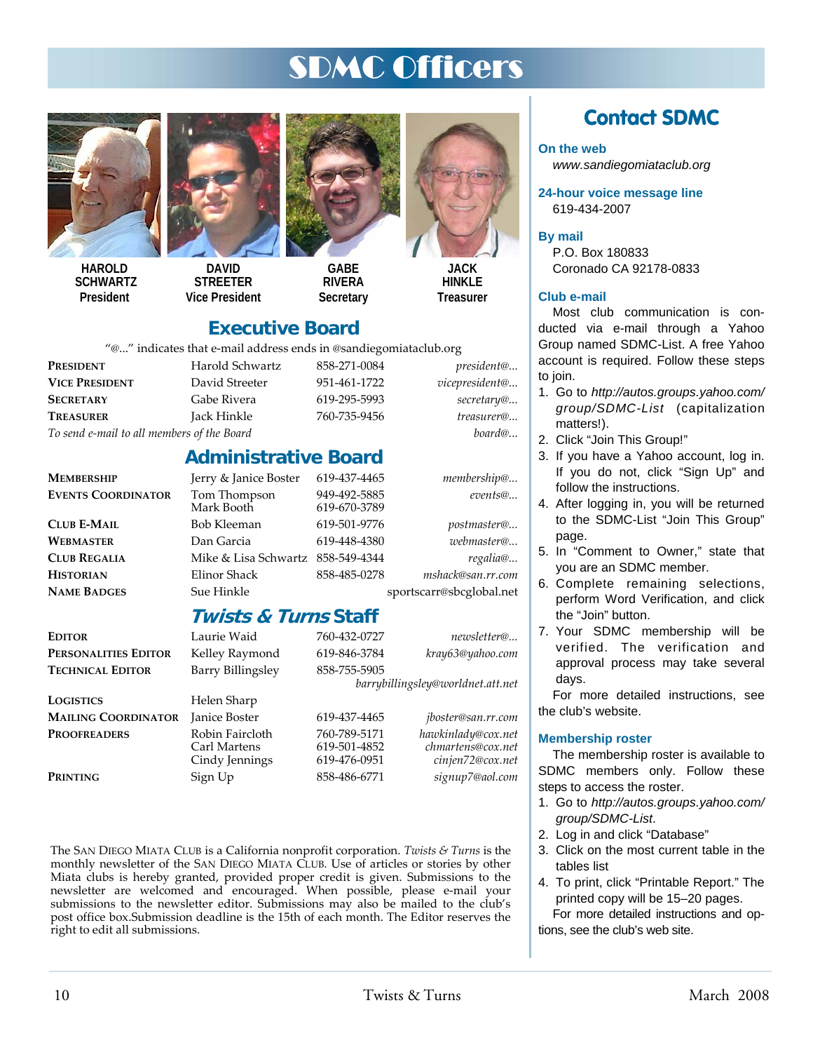# SDMC Officers

**HAROLD SCHWARTZ**
**President**

**DAVID STREETER**
**Vice President**

**GABE RIVERA**
**Secretary**

**JACK HINKLE**
**Treasurer**

## Executive Board

"@..." indicates that e-mail address ends in @sandiegomiataclub.org

| | | | |
|---|---|---|---|
| **PRESIDENT** | Harold Schwartz | 858-271-0084 | *president@...* |
| **VICE PRESIDENT** | David Streeter | 951-461-1722 | *vicepresident@...* |
| **SECRETARY** | Gabe Rivera | 619-295-5993 | *secretary@...* |
| **TREASURER** | Jack Hinkle | 760-735-9456 | *treasurer@...* |
| *To send e-mail to all members of the Board* | | | *board@...* |

## Administrative Board

| | | | |
|---|---|---|---|
| **MEMBERSHIP** | Jerry & Janice Boster | 619-437-4465 | *membership@...* |
| **EVENTS COORDINATOR** | Tom Thompson<br>Mark Booth | 949-492-5885<br>619-670-3789 | *events@...* |
| **CLUB E-MAIL** | Bob Kleeman | 619-501-9776 | *postmaster@...* |
| **WEBMASTER** | Dan Garcia | 619-448-4380 | *webmaster@...* |
| **CLUB REGALIA** | Mike & Lisa Schwartz | 858-549-4344 | *regalia@...* |
| **HISTORIAN** | Elinor Shack | 858-485-0278 | *mshack@san.rr.com* |
| **NAME BADGES** | Sue Hinkle | | sportscarr@sbcglobal.net |

## *Twists & Turns* Staff

| | | | |
|---|---|---|---|
| **EDITOR** | Laurie Waid | 760-432-0727 | *newsletter@...* |
| **PERSONALITIES EDITOR** | Kelley Raymond | 619-846-3784 | *kray63@yahoo.com* |
| **TECHNICAL EDITOR** | Barry Billingsley | 858-755-5905 | *barrybillingsley@worldnet.att.net* |
| **LOGISTICS** | Helen Sharp | | |
| **MAILING COORDINATOR** | Janice Boster | 619-437-4465 | *jboster@san.rr.com* |
| **PROOFREADERS** | Robin Faircloth<br>Carl Martens<br>Cindy Jennings | 760-789-5171<br>619-501-4852<br>619-476-0951 | *hawkinlady@cox.net*<br>*chmartens@cox.net*<br>*cinjen72@cox.net* |
| **PRINTING** | Sign Up | 858-486-6771 | *signup7@aol.com* |

The SAN DIEGO MIATA CLUB is a California nonprofit corporation. *Twists & Turns* is the monthly newsletter of the SAN DIEGO MIATA CLUB. Use of articles or stories by other Miata clubs is hereby granted, provided proper credit is given. Submissions to the newsletter are welcomed and encouraged. When possible, please e-mail your submissions to the newsletter editor. Submissions may also be mailed to the club's post office box.Submission deadline is the 15th of each month. The Editor reserves the right to edit all submissions.

## Contact SDMC

### On the web

*www.sandiegomiataclub.org*

### 24-hour voice message line

619-434-2007

### By mail

P.O. Box 180833
Coronado CA 92178-0833

### Club e-mail

Most club communication is conducted via e-mail through a Yahoo Group named SDMC-List. A free Yahoo account is required. Follow these steps to join.

1. Go to *http://autos.groups.yahoo.com/group/SDMC-List* (capitalization matters!).
2. Click "Join This Group!"
3. If you have a Yahoo account, log in. If you do not, click "Sign Up" and follow the instructions.
4. After logging in, you will be returned to the SDMC-List "Join This Group" page.
5. In "Comment to Owner," state that you are an SDMC member.
6. Complete remaining selections, perform Word Verification, and click the "Join" button.
7. Your SDMC membership will be verified. The verification and approval process may take several days.

For more detailed instructions, see the club's website.

### Membership roster

The membership roster is available to SDMC members only. Follow these steps to access the roster.

1. Go to *http://autos.groups.yahoo.com/group/SDMC-List*.
2. Log in and click "Database"
3. Click on the most current table in the tables list
4. To print, click "Printable Report." The printed copy will be 15–20 pages.

For more detailed instructions and options, see the club's web site.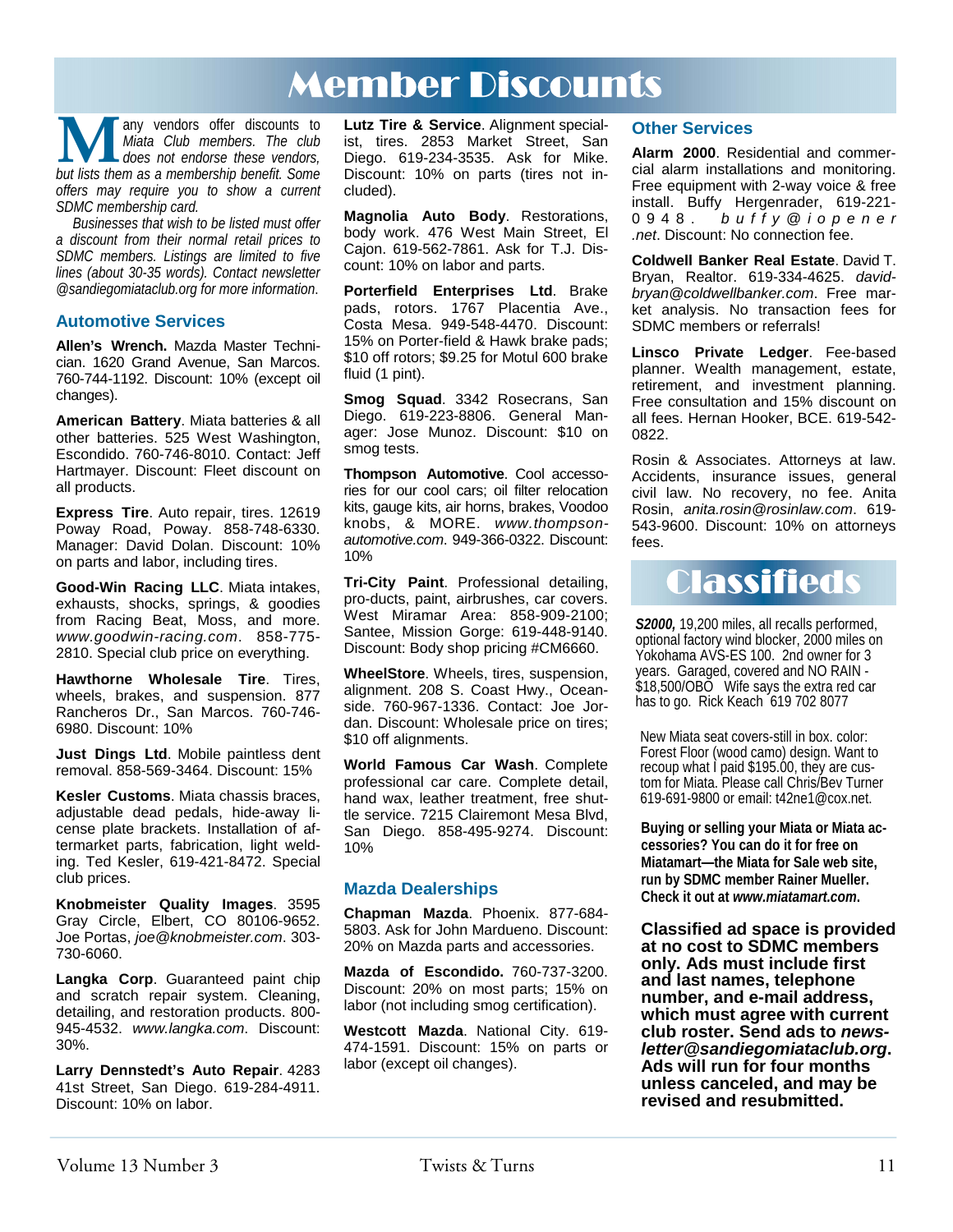# Member Discounts

*Many vendors offer discounts to Miata Club members. The club does not endorse these vendors, but lists them as a membership benefit. Some offers may require you to show a current SDMC membership card.*

*Businesses that wish to be listed must offer a discount from their normal retail prices to SDMC members. Listings are limited to five lines (about 30-35 words). Contact newsletter @sandiegomiataclub.org for more information.*

## Automotive Services

**Allen's Wrench.** Mazda Master Technician. 1620 Grand Avenue, San Marcos. 760-744-1192. Discount: 10% (except oil changes).

**American Battery**. Miata batteries & all other batteries. 525 West Washington, Escondido. 760-746-8010. Contact: Jeff Hartmayer. Discount: Fleet discount on all products.

**Express Tire**. Auto repair, tires. 12619 Poway Road, Poway. 858-748-6330. Manager: David Dolan. Discount: 10% on parts and labor, including tires.

**Good-Win Racing LLC**. Miata intakes, exhausts, shocks, springs, & goodies from Racing Beat, Moss, and more. *www.goodwin-racing.com*. 858-775-2810. Special club price on everything.

**Hawthorne Wholesale Tire**. Tires, wheels, brakes, and suspension. 877 Rancheros Dr., San Marcos. 760-746-6980. Discount: 10%

**Just Dings Ltd**. Mobile paintless dent removal. 858-569-3464. Discount: 15%

**Kesler Customs**. Miata chassis braces, adjustable dead pedals, hide-away license plate brackets. Installation of aftermarket parts, fabrication, light welding. Ted Kesler, 619-421-8472. Special club prices.

**Knobmeister Quality Images**. 3595 Gray Circle, Elbert, CO 80106-9652. Joe Portas, *joe@knobmeister.com*. 303-730-6060.

**Langka Corp**. Guaranteed paint chip and scratch repair system. Cleaning, detailing, and restoration products. 800-945-4532. *www.langka.com*. Discount: 30%.

**Larry Dennstedt's Auto Repair**. 4283 41st Street, San Diego. 619-284-4911. Discount: 10% on labor.

**Lutz Tire & Service**. Alignment specialist, tires. 2853 Market Street, San Diego. 619-234-3535. Ask for Mike. Discount: 10% on parts (tires not included).

**Magnolia Auto Body**. Restorations, body work. 476 West Main Street, El Cajon. 619-562-7861. Ask for T.J. Discount: 10% on labor and parts.

**Porterfield Enterprises Ltd**. Brake pads, rotors. 1767 Placentia Ave., Costa Mesa. 949-548-4470. Discount: 15% on Porter-field & Hawk brake pads; $10 off rotors; $9.25 for Motul 600 brake fluid (1 pint).

**Smog Squad**. 3342 Rosecrans, San Diego. 619-223-8806. General Manager: Jose Munoz. Discount: $10 on smog tests.

**Thompson Automotive**. Cool accessories for our cool cars; oil filter relocation kits, gauge kits, air horns, brakes, Voodoo knobs, & MORE. *www.thompson-automotive.com*. 949-366-0322. Discount: 10%

**Tri-City Paint**. Professional detailing, pro-ducts, paint, airbrushes, car covers. West Miramar Area: 858-909-2100; Santee, Mission Gorge: 619-448-9140. Discount: Body shop pricing #CM6660.

**WheelStore**. Wheels, tires, suspension, alignment. 208 S. Coast Hwy., Oceanside. 760-967-1336. Contact: Joe Jordan. Discount: Wholesale price on tires; $10 off alignments.

**World Famous Car Wash**. Complete professional car care. Complete detail, hand wax, leather treatment, free shuttle service. 7215 Clairemont Mesa Blvd, San Diego. 858-495-9274. Discount: 10%

## Mazda Dealerships

**Chapman Mazda**. Phoenix. 877-684-5803. Ask for John Mardueno. Discount: 20% on Mazda parts and accessories.

**Mazda of Escondido.** 760-737-3200. Discount: 20% on most parts; 15% on labor (not including smog certification).

**Westcott Mazda**. National City. 619-474-1591. Discount: 15% on parts or labor (except oil changes).

## Other Services

**Alarm 2000**. Residential and commercial alarm installations and monitoring. Free equipment with 2-way voice & free install. Buffy Hergenrader, 619-221-0948. *buffy@iopener.net*. Discount: No connection fee.

**Coldwell Banker Real Estate**. David T. Bryan, Realtor. 619-334-4625. *davidbryan@coldwellbanker.com*. Free market analysis. No transaction fees for SDMC members or referrals!

**Linsco Private Ledger**. Fee-based planner. Wealth management, estate, retirement, and investment planning. Free consultation and 15% discount on all fees. Hernan Hooker, BCE. 619-542-0822.

Rosin & Associates. Attorneys at law. Accidents, insurance issues, general civil law. No recovery, no fee. Anita Rosin, *anita.rosin@rosinlaw.com*. 619-543-9600. Discount: 10% on attorneys fees.

# Classifieds

***S2000,*** 19,200 miles, all recalls performed, optional factory wind blocker, 2000 miles on Yokohama AVS-ES 100. 2nd owner for 3 years. Garaged, covered and NO RAIN - $18,500/OBO Wife says the extra red car has to go. Rick Keach 619 702 8077

New Miata seat covers-still in box. color: Forest Floor (wood camo) design. Want to recoup what I paid $195.00, they are custom for Miata. Please call Chris/Bev Turner 619-691-9800 or email: t42ne1@cox.net.

**Buying or selling your Miata or Miata accessories? You can do it for free on Miatamart—the Miata for Sale web site, run by SDMC member Rainer Mueller. Check it out at *www.miatamart.com*.**

**Classified ad space is provided at no cost to SDMC members only. Ads must include first and last names, telephone number, and e-mail address, which must agree with current club roster. Send ads to *newsletter@sandiegomiataclub.org*. Ads will run for four months unless canceled, and may be revised and resubmitted.**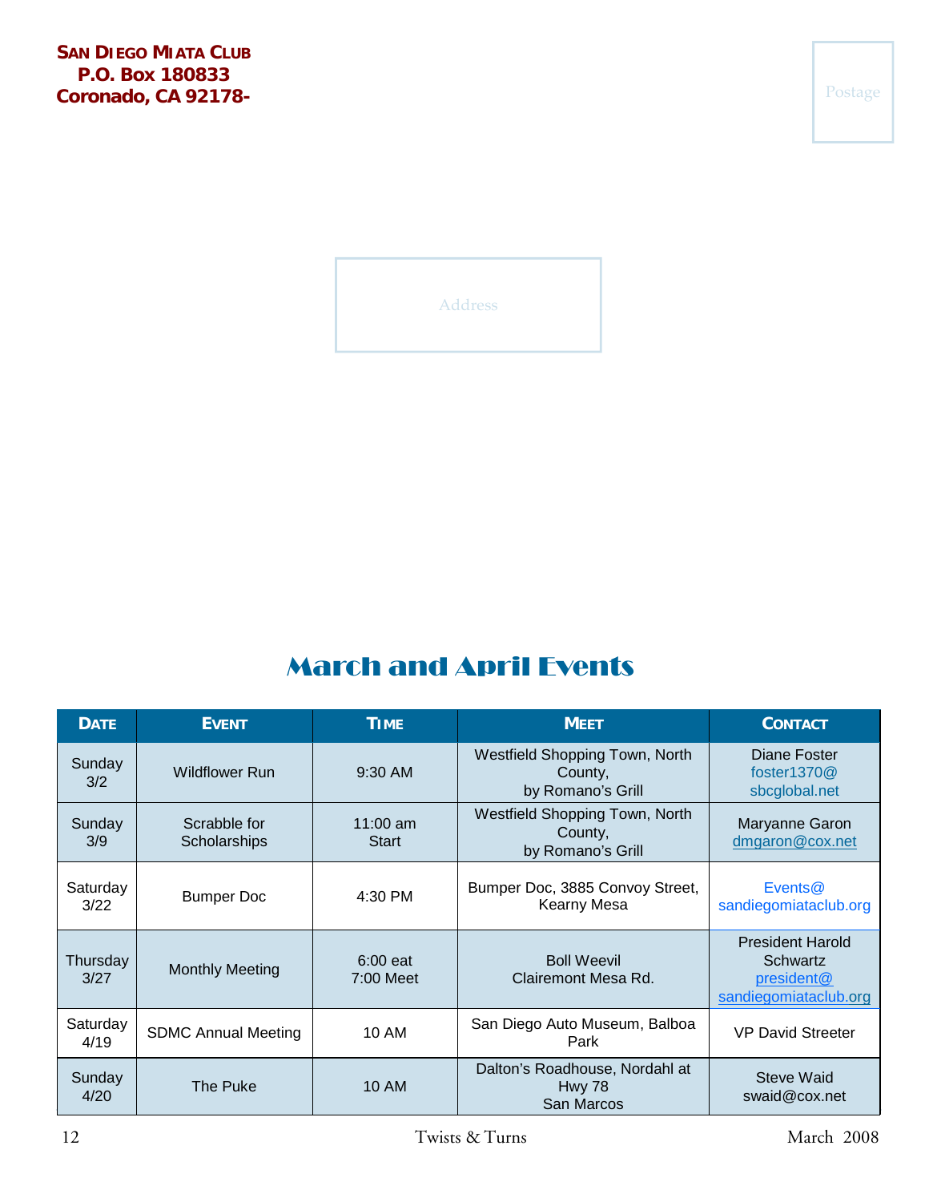**SAN DIEGO MIATA CLUB**
**P.O. Box 180833**
**Coronado, CA 92178-**

Postage

Address

# March and April Events

| DATE | EVENT | TIME | MEET | CONTACT |
|---|---|---|---|---|
| Sunday 3/2 | Wildflower Run | 9:30 AM | Westfield Shopping Town, North County, by Romano's Grill | Diane Foster foster1370@ sbcglobal.net |
| Sunday 3/9 | Scrabble for Scholarships | 11:00 am Start | Westfield Shopping Town, North County, by Romano's Grill | Maryanne Garon dmgaron@cox.net |
| Saturday 3/22 | Bumper Doc | 4:30 PM | Bumper Doc, 3885 Convoy Street, Kearny Mesa | Events@ sandiegomiataclub.org |
| Thursday 3/27 | Monthly Meeting | 6:00 eat 7:00 Meet | Boll Weevil Clairemont Mesa Rd. | President Harold Schwartz president@ sandiegomiataclub.org |
| Saturday 4/19 | SDMC Annual Meeting | 10 AM | San Diego Auto Museum, Balboa Park | VP David Streeter |
| Sunday 4/20 | The Puke | 10 AM | Dalton's Roadhouse, Nordahl at Hwy 78 San Marcos | Steve Waid swaid@cox.net |